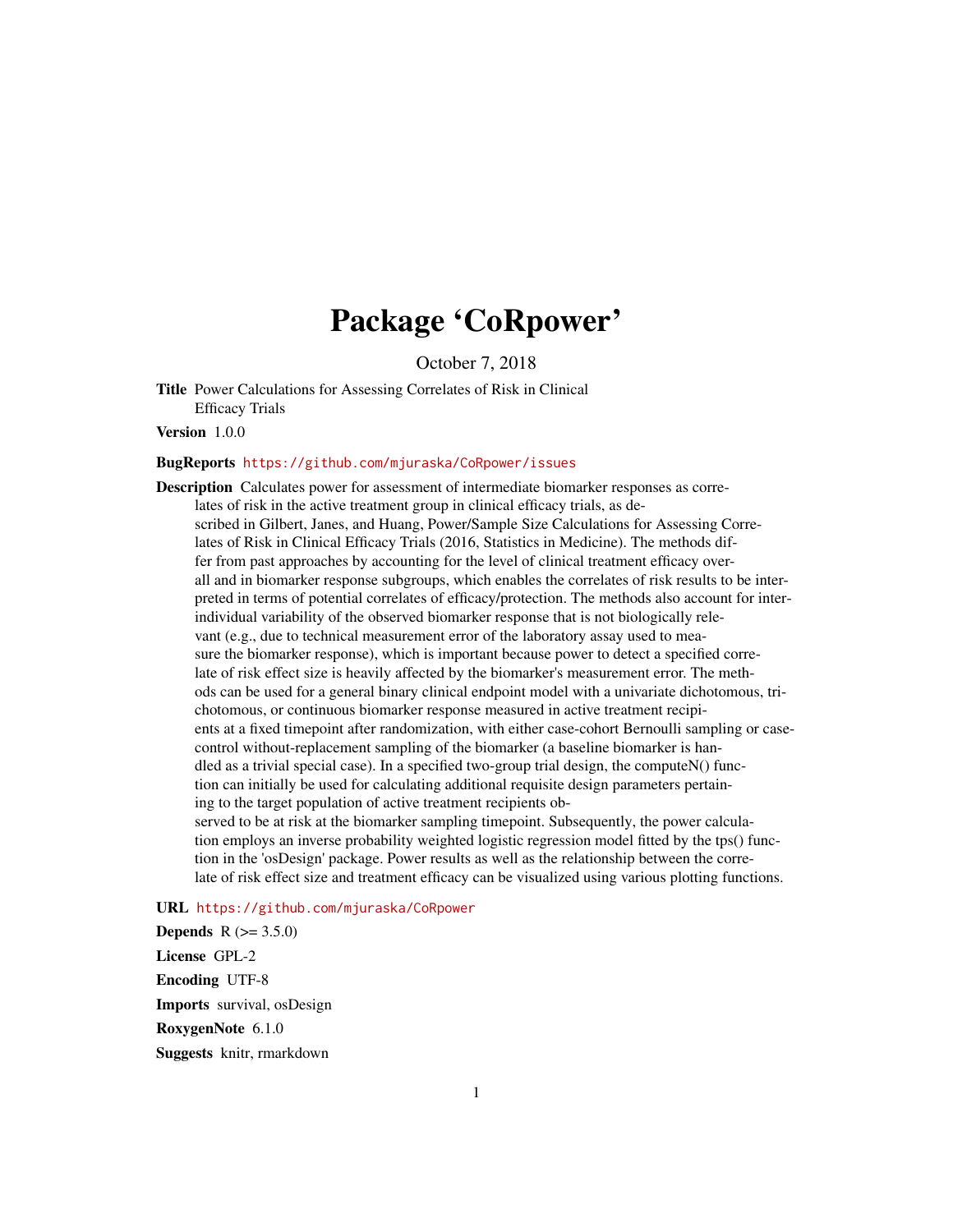# Package 'CoRpower'

October 7, 2018

**Title** Power Calculations for Assessing Correlates of Risk in Clinical Efficacy Trials

**Version** 1.0.0

**BugReports** https://github.com/mjuraska/CoRpower/issues

**Description** Calculates power for assessment of intermediate biomarker responses as correlates of risk in the active treatment group in clinical efficacy trials, as described in Gilbert, Janes, and Huang, Power/Sample Size Calculations for Assessing Correlates of Risk in Clinical Efficacy Trials (2016, Statistics in Medicine). The methods differ from past approaches by accounting for the level of clinical treatment efficacy overall and in biomarker response subgroups, which enables the correlates of risk results to be interpreted in terms of potential correlates of efficacy/protection. The methods also account for inter-individual variability of the observed biomarker response that is not biologically relevant (e.g., due to technical measurement error of the laboratory assay used to measure the biomarker response), which is important because power to detect a specified correlate of risk effect size is heavily affected by the biomarker's measurement error. The methods can be used for a general binary clinical endpoint model with a univariate dichotomous, trichotomous, or continuous biomarker response measured in active treatment recipients at a fixed timepoint after randomization, with either case-cohort Bernoulli sampling or case-control without-replacement sampling of the biomarker (a baseline biomarker is handled as a trivial special case). In a specified two-group trial design, the computeN() function can initially be used for calculating additional requisite design parameters pertaining to the target population of active treatment recipients observed to be at risk at the biomarker sampling timepoint. Subsequently, the power calculation employs an inverse probability weighted logistic regression model fitted by the tps() function in the 'osDesign' package. Power results as well as the relationship between the correlate of risk effect size and treatment efficacy can be visualized using various plotting functions.

**URL** https://github.com/mjuraska/CoRpower

**Depends** R (>= 3.5.0)

**License** GPL-2

**Encoding** UTF-8

**Imports** survival, osDesign

**RoxygenNote** 6.1.0

**Suggests** knitr, rmarkdown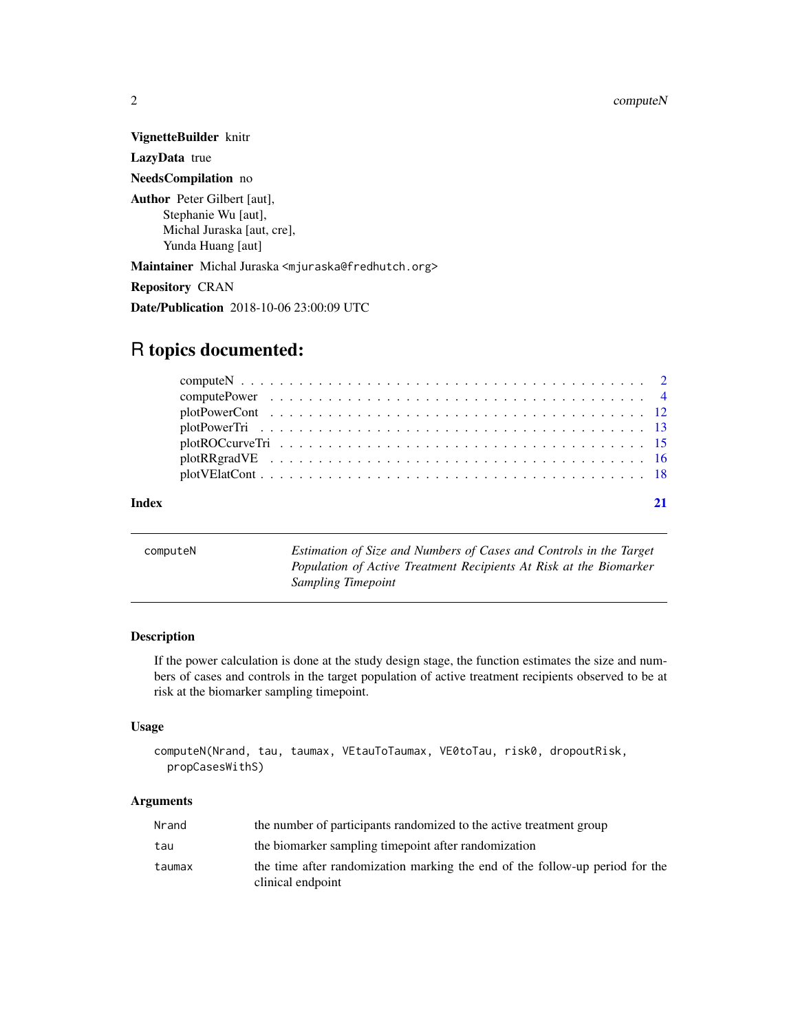**VignetteBuilder** knitr

**LazyData** true

**NeedsCompilation** no

**Author** Peter Gilbert [aut],
Stephanie Wu [aut],
Michal Juraska [aut, cre],
Yunda Huang [aut]

**Maintainer** Michal Juraska <mjuraska@fredhutch.org>

**Repository** CRAN

**Date/Publication** 2018-10-06 23:00:09 UTC

# R topics documented:

- computeN . . . . . . . . . . . . . . . . . . . . . . . . . . . . . . . . . . . . . . . . 2
- computePower . . . . . . . . . . . . . . . . . . . . . . . . . . . . . . . . . . . . . 4
- plotPowerCont . . . . . . . . . . . . . . . . . . . . . . . . . . . . . . . . . . . . . 12
- plotPowerTri . . . . . . . . . . . . . . . . . . . . . . . . . . . . . . . . . . . . . . 13
- plotROCcurveTri . . . . . . . . . . . . . . . . . . . . . . . . . . . . . . . . . . . . 15
- plotRRgradVE . . . . . . . . . . . . . . . . . . . . . . . . . . . . . . . . . . . . . 16
- plotVElatCont . . . . . . . . . . . . . . . . . . . . . . . . . . . . . . . . . . . . . 18

**Index** 21

---

`computeN` *Estimation of Size and Numbers of Cases and Controls in the Target Population of Active Treatment Recipients At Risk at the Biomarker Sampling Timepoint*

---

### Description

If the power calculation is done at the study design stage, the function estimates the size and numbers of cases and controls in the target population of active treatment recipients observed to be at risk at the biomarker sampling timepoint.

### Usage

```
computeN(Nrand, tau, taumax, VEtauToTaumax, VE0toTau, risk0, dropoutRisk,
  propCasesWithS)
```

### Arguments

| | |
|---|---|
| `Nrand` | the number of participants randomized to the active treatment group |
| `tau` | the biomarker sampling timepoint after randomization |
| `taumax` | the time after randomization marking the end of the follow-up period for the clinical endpoint |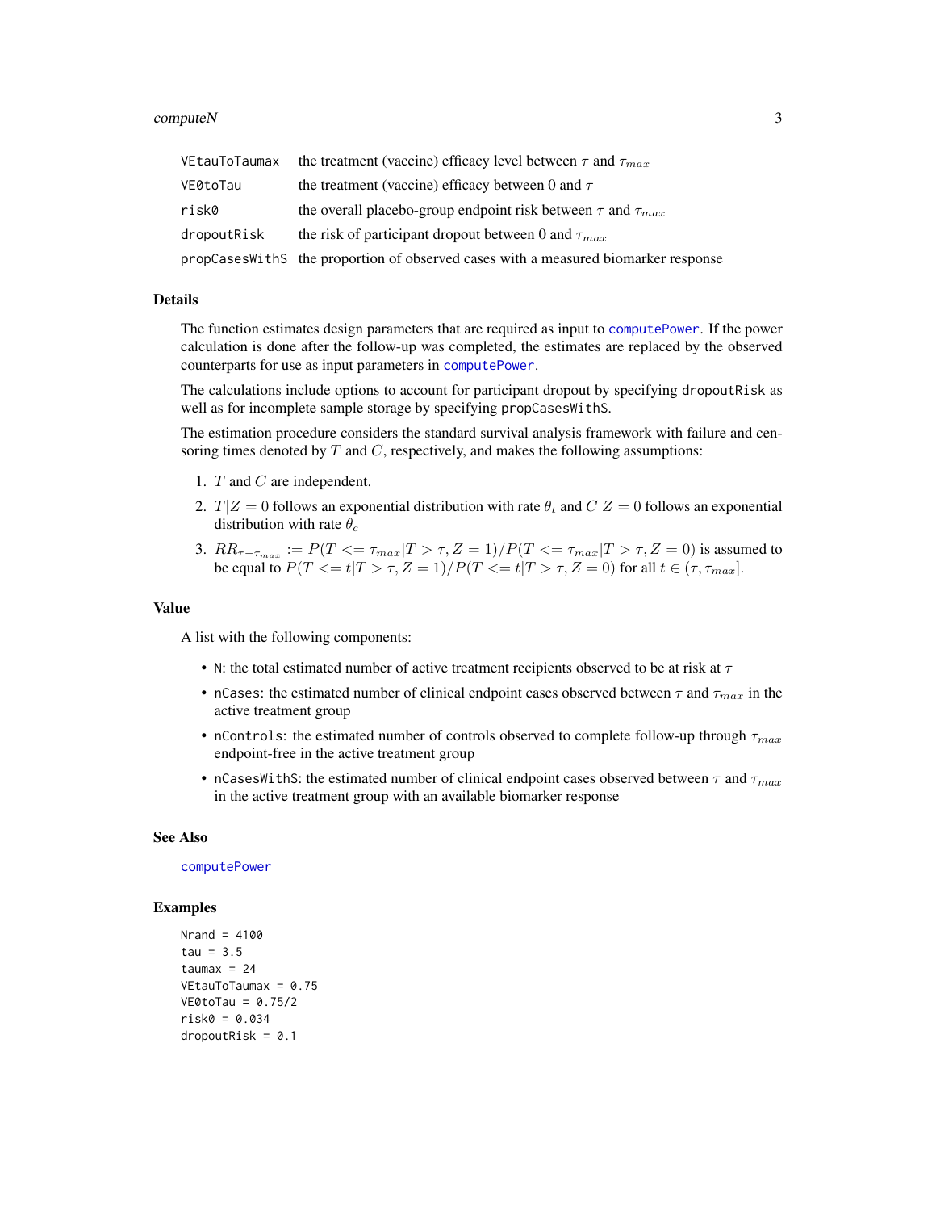| | |
|---|---|
| VEtauToTaumax | the treatment (vaccine) efficacy level between $\tau$ and $\tau_{max}$ |
| VE0toTau | the treatment (vaccine) efficacy between 0 and $\tau$ |
| risk0 | the overall placebo-group endpoint risk between $\tau$ and $\tau_{max}$ |
| dropoutRisk | the risk of participant dropout between 0 and $\tau_{max}$ |
| propCasesWithS | the proportion of observed cases with a measured biomarker response |

## Details

The function estimates design parameters that are required as input to `computePower`. If the power calculation is done after the follow-up was completed, the estimates are replaced by the observed counterparts for use as input parameters in `computePower`.

The calculations include options to account for participant dropout by specifying `dropoutRisk` as well as for incomplete sample storage by specifying `propCasesWithS`.

The estimation procedure considers the standard survival analysis framework with failure and censoring times denoted by $T$ and $C$, respectively, and makes the following assumptions:

1. $T$ and $C$ are independent.
2. $T|Z=0$ follows an exponential distribution with rate $\theta_t$ and $C|Z=0$ follows an exponential distribution with rate $\theta_c$
3. $RR_{\tau-\tau_{max}} := P(T <= \tau_{max}|T > \tau, Z = 1)/P(T <= \tau_{max}|T > \tau, Z = 0)$ is assumed to be equal to $P(T <= t|T > \tau, Z = 1)/P(T <= t|T > \tau, Z = 0)$ for all $t \in (\tau, \tau_{max}]$.

## Value

A list with the following components:

- `N`: the total estimated number of active treatment recipients observed to be at risk at $\tau$
- `nCases`: the estimated number of clinical endpoint cases observed between $\tau$ and $\tau_{max}$ in the active treatment group
- `nControls`: the estimated number of controls observed to complete follow-up through $\tau_{max}$ endpoint-free in the active treatment group
- `nCasesWithS`: the estimated number of clinical endpoint cases observed between $\tau$ and $\tau_{max}$ in the active treatment group with an available biomarker response

## See Also

`computePower`

## Examples

```
Nrand = 4100
tau = 3.5
taumax = 24
VEtauToTaumax = 0.75
VE0toTau = 0.75/2
risk0 = 0.034
dropoutRisk = 0.1
```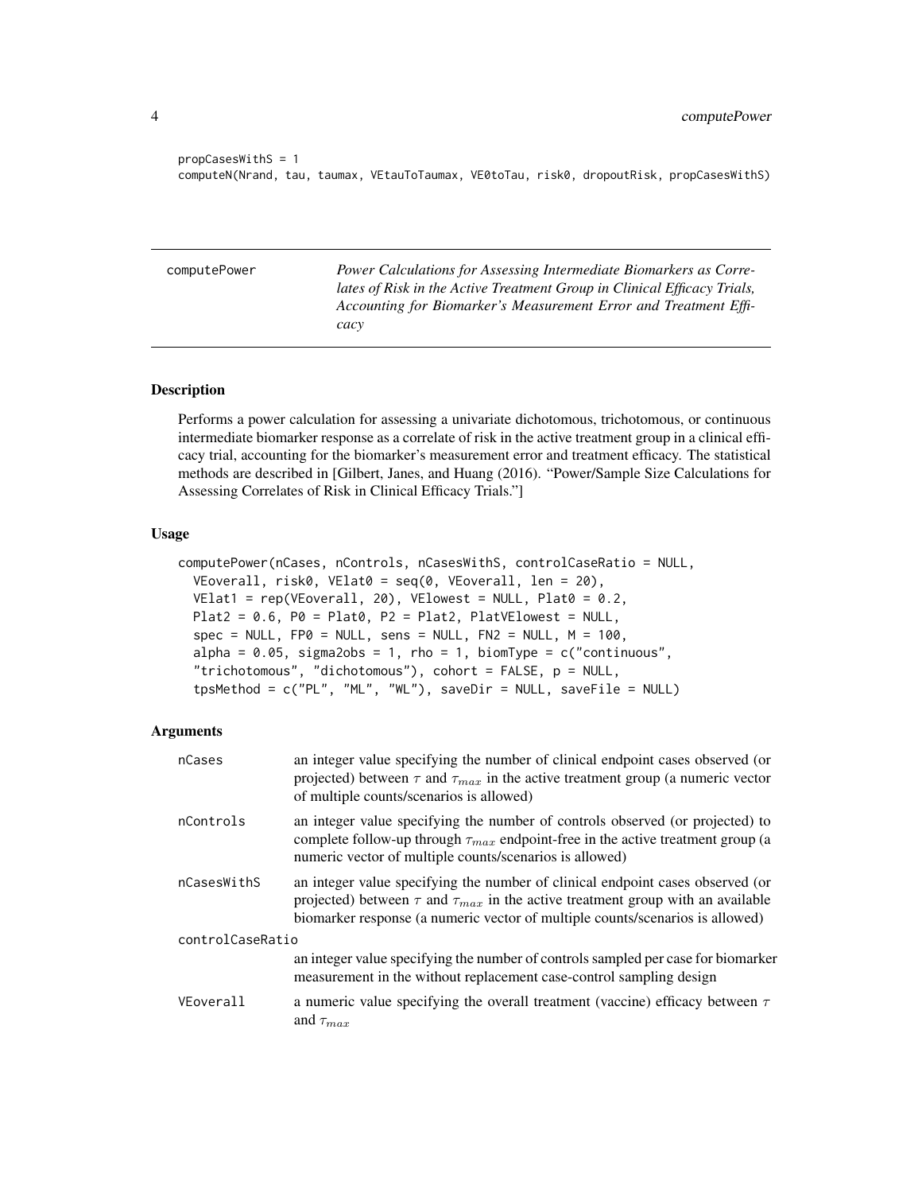```
propCasesWithS = 1
computeN(Nrand, tau, taumax, VEtauToTaumax, VE0toTau, risk0, dropoutRisk, propCasesWithS)
```

---

computePower — *Power Calculations for Assessing Intermediate Biomarkers as Correlates of Risk in the Active Treatment Group in Clinical Efficacy Trials, Accounting for Biomarker's Measurement Error and Treatment Efficacy*

---

## Description

Performs a power calculation for assessing a univariate dichotomous, trichotomous, or continuous intermediate biomarker response as a correlate of risk in the active treatment group in a clinical efficacy trial, accounting for the biomarker's measurement error and treatment efficacy. The statistical methods are described in [Gilbert, Janes, and Huang (2016). "Power/Sample Size Calculations for Assessing Correlates of Risk in Clinical Efficacy Trials."]

## Usage

```
computePower(nCases, nControls, nCasesWithS, controlCaseRatio = NULL,
  VEoverall, risk0, VElat0 = seq(0, VEoverall, len = 20),
  VElat1 = rep(VEoverall, 20), VElowest = NULL, Plat0 = 0.2,
  Plat2 = 0.6, P0 = Plat0, P2 = Plat2, PlatVElowest = NULL,
  spec = NULL, FP0 = NULL, sens = NULL, FN2 = NULL, M = 100,
  alpha = 0.05, sigma2obs = 1, rho = 1, biomType = c("continuous",
  "trichotomous", "dichotomous"), cohort = FALSE, p = NULL,
  tpsMethod = c("PL", "ML", "WL"), saveDir = NULL, saveFile = NULL)
```

## Arguments

| | |
|---|---|
| nCases | an integer value specifying the number of clinical endpoint cases observed (or projected) between $\tau$ and $\tau_{max}$ in the active treatment group (a numeric vector of multiple counts/scenarios is allowed) |
| nControls | an integer value specifying the number of controls observed (or projected) to complete follow-up through $\tau_{max}$ endpoint-free in the active treatment group (a numeric vector of multiple counts/scenarios is allowed) |
| nCasesWithS | an integer value specifying the number of clinical endpoint cases observed (or projected) between $\tau$ and $\tau_{max}$ in the active treatment group with an available biomarker response (a numeric vector of multiple counts/scenarios is allowed) |
| controlCaseRatio | an integer value specifying the number of controls sampled per case for biomarker measurement in the without replacement case-control sampling design |
| VEoverall | a numeric value specifying the overall treatment (vaccine) efficacy between $\tau$ and $\tau_{max}$ |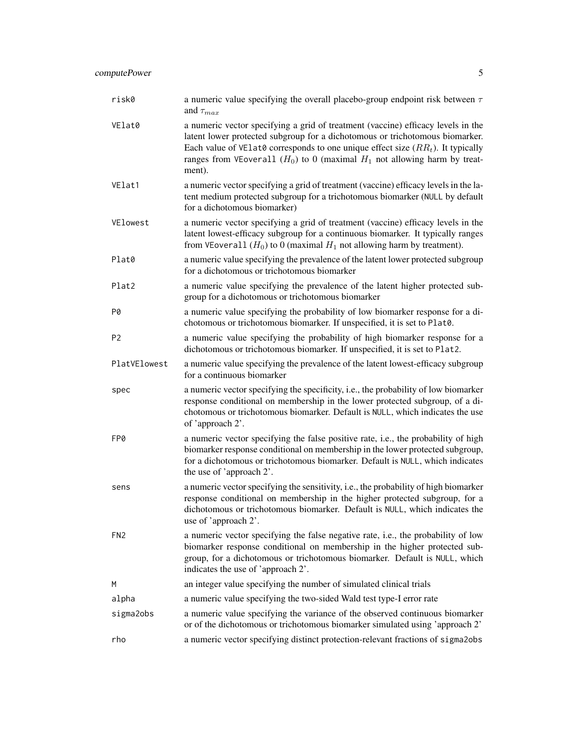| | |
|---|---|
| `risk0` | a numeric value specifying the overall placebo-group endpoint risk between $\tau$ and $\tau_{max}$ |
| `VElat0` | a numeric vector specifying a grid of treatment (vaccine) efficacy levels in the latent lower protected subgroup for a dichotomous or trichotomous biomarker. Each value of `VElat0` corresponds to one unique effect size ($RR_t$). It typically ranges from `VEoverall` ($H_0$) to 0 (maximal $H_1$ not allowing harm by treatment). |
| `VElat1` | a numeric vector specifying a grid of treatment (vaccine) efficacy levels in the latent medium protected subgroup for a trichotomous biomarker (`NULL` by default for a dichotomous biomarker) |
| `VElowest` | a numeric vector specifying a grid of treatment (vaccine) efficacy levels in the latent lowest-efficacy subgroup for a continuous biomarker. It typically ranges from `VEoverall` ($H_0$) to 0 (maximal $H_1$ not allowing harm by treatment). |
| `Plat0` | a numeric value specifying the prevalence of the latent lower protected subgroup for a dichotomous or trichotomous biomarker |
| `Plat2` | a numeric value specifying the prevalence of the latent higher protected subgroup for a dichotomous or trichotomous biomarker |
| `P0` | a numeric value specifying the probability of low biomarker response for a dichotomous or trichotomous biomarker. If unspecified, it is set to `Plat0`. |
| `P2` | a numeric value specifying the probability of high biomarker response for a dichotomous or trichotomous biomarker. If unspecified, it is set to `Plat2`. |
| `PlatVElowest` | a numeric value specifying the prevalence of the latent lowest-efficacy subgroup for a continuous biomarker |
| `spec` | a numeric vector specifying the specificity, i.e., the probability of low biomarker response conditional on membership in the lower protected subgroup, of a dichotomous or trichotomous biomarker. Default is `NULL`, which indicates the use of 'approach 2'. |
| `FP0` | a numeric vector specifying the false positive rate, i.e., the probability of high biomarker response conditional on membership in the lower protected subgroup, for a dichotomous or trichotomous biomarker. Default is `NULL`, which indicates the use of 'approach 2'. |
| `sens` | a numeric vector specifying the sensitivity, i.e., the probability of high biomarker response conditional on membership in the higher protected subgroup, for a dichotomous or trichotomous biomarker. Default is `NULL`, which indicates the use of 'approach 2'. |
| `FN2` | a numeric vector specifying the false negative rate, i.e., the probability of low biomarker response conditional on membership in the higher protected subgroup, for a dichotomous or trichotomous biomarker. Default is `NULL`, which indicates the use of 'approach 2'. |
| `M` | an integer value specifying the number of simulated clinical trials |
| `alpha` | a numeric value specifying the two-sided Wald test type-I error rate |
| `sigma2obs` | a numeric value specifying the variance of the observed continuous biomarker or of the dichotomous or trichotomous biomarker simulated using 'approach 2' |
| `rho` | a numeric vector specifying distinct protection-relevant fractions of `sigma2obs` |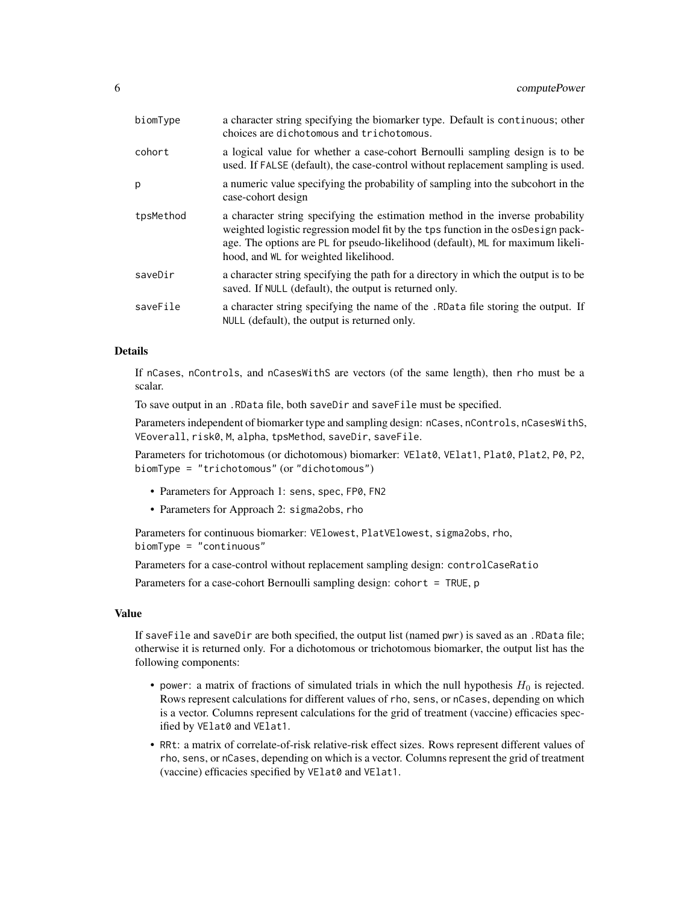| | |
|---|---|
| biomType | a character string specifying the biomarker type. Default is continuous; other choices are dichotomous and trichotomous. |
| cohort | a logical value for whether a case-cohort Bernoulli sampling design is to be used. If FALSE (default), the case-control without replacement sampling is used. |
| p | a numeric value specifying the probability of sampling into the subcohort in the case-cohort design |
| tpsMethod | a character string specifying the estimation method in the inverse probability weighted logistic regression model fit by the tps function in the osDesign package. The options are PL for pseudo-likelihood (default), ML for maximum likelihood, and WL for weighted likelihood. |
| saveDir | a character string specifying the path for a directory in which the output is to be saved. If NULL (default), the output is returned only. |
| saveFile | a character string specifying the name of the .RData file storing the output. If NULL (default), the output is returned only. |

## Details

If nCases, nControls, and nCasesWithS are vectors (of the same length), then rho must be a scalar.

To save output in an .RData file, both saveDir and saveFile must be specified.

Parameters independent of biomarker type and sampling design: nCases, nControls, nCasesWithS, VEoverall, risk0, M, alpha, tpsMethod, saveDir, saveFile.

Parameters for trichotomous (or dichotomous) biomarker: VElat0, VElat1, Plat0, Plat2, P0, P2, biomType = "trichotomous" (or "dichotomous")

- Parameters for Approach 1: sens, spec, FP0, FN2
- Parameters for Approach 2: sigma2obs, rho

Parameters for continuous biomarker: VElowest, PlatVElowest, sigma2obs, rho, biomType = "continuous"

Parameters for a case-control without replacement sampling design: controlCaseRatio

Parameters for a case-cohort Bernoulli sampling design: cohort = TRUE, p

## Value

If saveFile and saveDir are both specified, the output list (named pwr) is saved as an .RData file; otherwise it is returned only. For a dichotomous or trichotomous biomarker, the output list has the following components:

- power: a matrix of fractions of simulated trials in which the null hypothesis $H_0$ is rejected. Rows represent calculations for different values of rho, sens, or nCases, depending on which is a vector. Columns represent calculations for the grid of treatment (vaccine) efficacies specified by VElat0 and VElat1.
- RRt: a matrix of correlate-of-risk relative-risk effect sizes. Rows represent different values of rho, sens, or nCases, depending on which is a vector. Columns represent the grid of treatment (vaccine) efficacies specified by VElat0 and VElat1.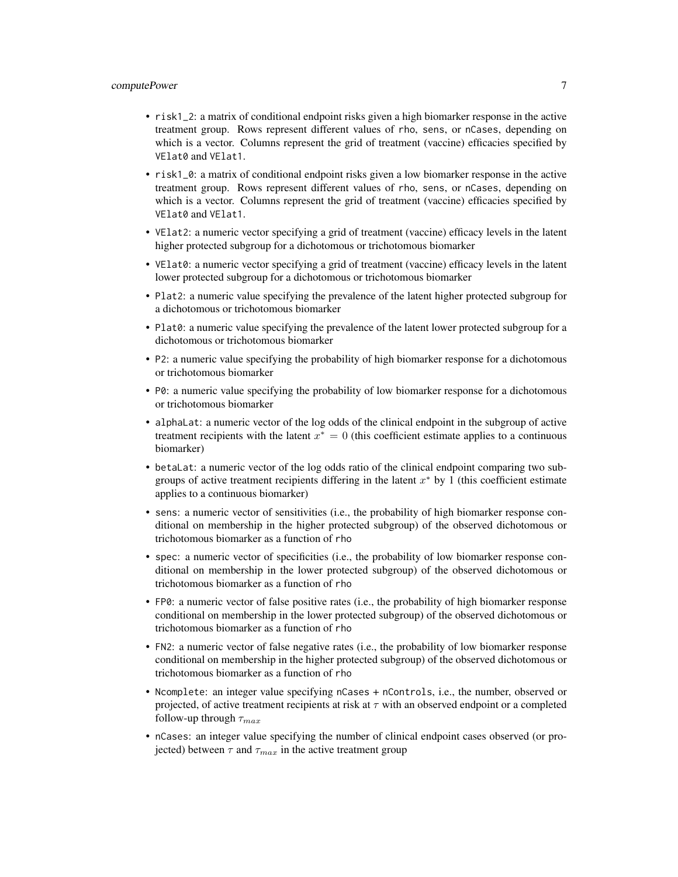- `risk1_2`: a matrix of conditional endpoint risks given a high biomarker response in the active treatment group. Rows represent different values of `rho`, `sens`, or `nCases`, depending on which is a vector. Columns represent the grid of treatment (vaccine) efficacies specified by `VElat0` and `VElat1`.
- `risk1_0`: a matrix of conditional endpoint risks given a low biomarker response in the active treatment group. Rows represent different values of `rho`, `sens`, or `nCases`, depending on which is a vector. Columns represent the grid of treatment (vaccine) efficacies specified by `VElat0` and `VElat1`.
- `VElat2`: a numeric vector specifying a grid of treatment (vaccine) efficacy levels in the latent higher protected subgroup for a dichotomous or trichotomous biomarker
- `VElat0`: a numeric vector specifying a grid of treatment (vaccine) efficacy levels in the latent lower protected subgroup for a dichotomous or trichotomous biomarker
- `Plat2`: a numeric value specifying the prevalence of the latent higher protected subgroup for a dichotomous or trichotomous biomarker
- `Plat0`: a numeric value specifying the prevalence of the latent lower protected subgroup for a dichotomous or trichotomous biomarker
- `P2`: a numeric value specifying the probability of high biomarker response for a dichotomous or trichotomous biomarker
- `P0`: a numeric value specifying the probability of low biomarker response for a dichotomous or trichotomous biomarker
- `alphaLat`: a numeric vector of the log odds of the clinical endpoint in the subgroup of active treatment recipients with the latent $x^* = 0$ (this coefficient estimate applies to a continuous biomarker)
- `betaLat`: a numeric vector of the log odds ratio of the clinical endpoint comparing two subgroups of active treatment recipients differing in the latent $x^*$ by 1 (this coefficient estimate applies to a continuous biomarker)
- `sens`: a numeric vector of sensitivities (i.e., the probability of high biomarker response conditional on membership in the higher protected subgroup) of the observed dichotomous or trichotomous biomarker as a function of `rho`
- `spec`: a numeric vector of specificities (i.e., the probability of low biomarker response conditional on membership in the lower protected subgroup) of the observed dichotomous or trichotomous biomarker as a function of `rho`
- `FP0`: a numeric vector of false positive rates (i.e., the probability of high biomarker response conditional on membership in the lower protected subgroup) of the observed dichotomous or trichotomous biomarker as a function of `rho`
- `FN2`: a numeric vector of false negative rates (i.e., the probability of low biomarker response conditional on membership in the higher protected subgroup) of the observed dichotomous or trichotomous biomarker as a function of `rho`
- `Ncomplete`: an integer value specifying `nCases` + `nControls`, i.e., the number, observed or projected, of active treatment recipients at risk at $\tau$ with an observed endpoint or a completed follow-up through $\tau_{max}$
- `nCases`: an integer value specifying the number of clinical endpoint cases observed (or projected) between $\tau$ and $\tau_{max}$ in the active treatment group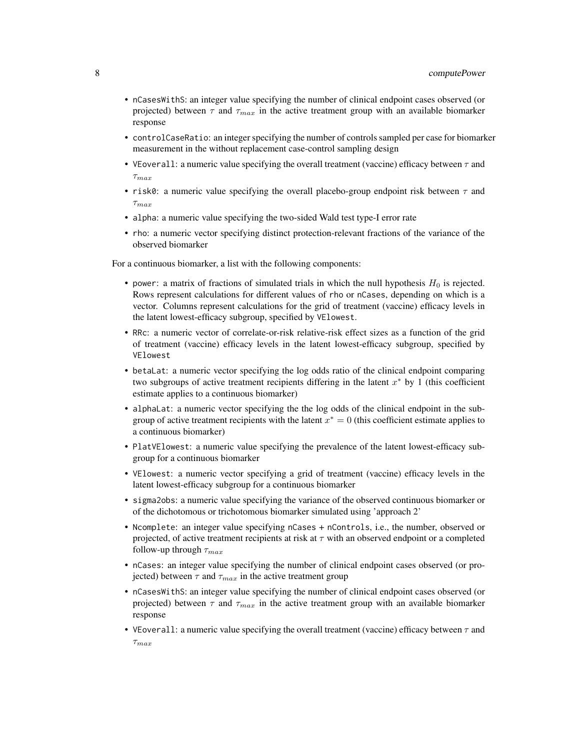- `nCasesWithS`: an integer value specifying the number of clinical endpoint cases observed (or projected) between $\tau$ and $\tau_{max}$ in the active treatment group with an available biomarker response
- `controlCaseRatio`: an integer specifying the number of controls sampled per case for biomarker measurement in the without replacement case-control sampling design
- `VEoverall`: a numeric value specifying the overall treatment (vaccine) efficacy between $\tau$ and $\tau_{max}$
- `risk0`: a numeric value specifying the overall placebo-group endpoint risk between $\tau$ and $\tau_{max}$
- `alpha`: a numeric value specifying the two-sided Wald test type-I error rate
- `rho`: a numeric vector specifying distinct protection-relevant fractions of the variance of the observed biomarker

For a continuous biomarker, a list with the following components:

- `power`: a matrix of fractions of simulated trials in which the null hypothesis $H_0$ is rejected. Rows represent calculations for different values of `rho` or `nCases`, depending on which is a vector. Columns represent calculations for the grid of treatment (vaccine) efficacy levels in the latent lowest-efficacy subgroup, specified by `VElowest`.
- `RRc`: a numeric vector of correlate-or-risk relative-risk effect sizes as a function of the grid of treatment (vaccine) efficacy levels in the latent lowest-efficacy subgroup, specified by `VElowest`
- `betaLat`: a numeric vector specifying the log odds ratio of the clinical endpoint comparing two subgroups of active treatment recipients differing in the latent $x^*$ by 1 (this coefficient estimate applies to a continuous biomarker)
- `alphaLat`: a numeric vector specifying the the log odds of the clinical endpoint in the subgroup of active treatment recipients with the latent $x^* = 0$ (this coefficient estimate applies to a continuous biomarker)
- `PlatVElowest`: a numeric value specifying the prevalence of the latent lowest-efficacy subgroup for a continuous biomarker
- `VElowest`: a numeric vector specifying a grid of treatment (vaccine) efficacy levels in the latent lowest-efficacy subgroup for a continuous biomarker
- `sigma2obs`: a numeric value specifying the variance of the observed continuous biomarker or of the dichotomous or trichotomous biomarker simulated using 'approach 2'
- `Ncomplete`: an integer value specifying `nCases + nControls`, i.e., the number, observed or projected, of active treatment recipients at risk at $\tau$ with an observed endpoint or a completed follow-up through $\tau_{max}$
- `nCases`: an integer value specifying the number of clinical endpoint cases observed (or projected) between $\tau$ and $\tau_{max}$ in the active treatment group
- `nCasesWithS`: an integer value specifying the number of clinical endpoint cases observed (or projected) between $\tau$ and $\tau_{max}$ in the active treatment group with an available biomarker response
- `VEoverall`: a numeric value specifying the overall treatment (vaccine) efficacy between $\tau$ and $\tau_{max}$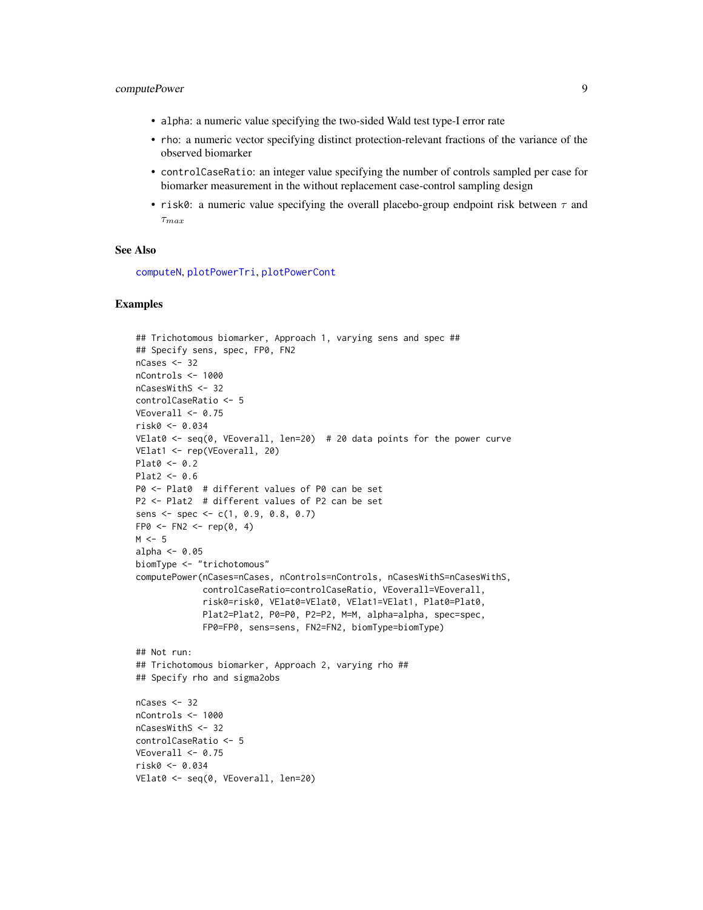- `alpha`: a numeric value specifying the two-sided Wald test type-I error rate
- `rho`: a numeric vector specifying distinct protection-relevant fractions of the variance of the observed biomarker
- `controlCaseRatio`: an integer value specifying the number of controls sampled per case for biomarker measurement in the without replacement case-control sampling design
- `risk0`: a numeric value specifying the overall placebo-group endpoint risk between $\tau$ and $\tau_{max}$

### See Also

`computeN`, `plotPowerTri`, `plotPowerCont`

### Examples

```
## Trichotomous biomarker, Approach 1, varying sens and spec ##
## Specify sens, spec, FP0, FN2
nCases <- 32
nControls <- 1000
nCasesWithS <- 32
controlCaseRatio <- 5
VEoverall <- 0.75
risk0 <- 0.034
VElat0 <- seq(0, VEoverall, len=20)  # 20 data points for the power curve
VElat1 <- rep(VEoverall, 20)
Plat0 <- 0.2
Plat2 <- 0.6
P0 <- Plat0  # different values of P0 can be set
P2 <- Plat2  # different values of P2 can be set
sens <- spec <- c(1, 0.9, 0.8, 0.7)
FP0 <- FN2 <- rep(0, 4)
M <- 5
alpha <- 0.05
biomType <- "trichotomous"
computePower(nCases=nCases, nControls=nControls, nCasesWithS=nCasesWithS,
             controlCaseRatio=controlCaseRatio, VEoverall=VEoverall,
             risk0=risk0, VElat0=VElat0, VElat1=VElat1, Plat0=Plat0,
             Plat2=Plat2, P0=P0, P2=P2, M=M, alpha=alpha, spec=spec,
             FP0=FP0, sens=sens, FN2=FN2, biomType=biomType)

## Not run:
## Trichotomous biomarker, Approach 2, varying rho ##
## Specify rho and sigma2obs

nCases <- 32
nControls <- 1000
nCasesWithS <- 32
controlCaseRatio <- 5
VEoverall <- 0.75
risk0 <- 0.034
VElat0 <- seq(0, VEoverall, len=20)
```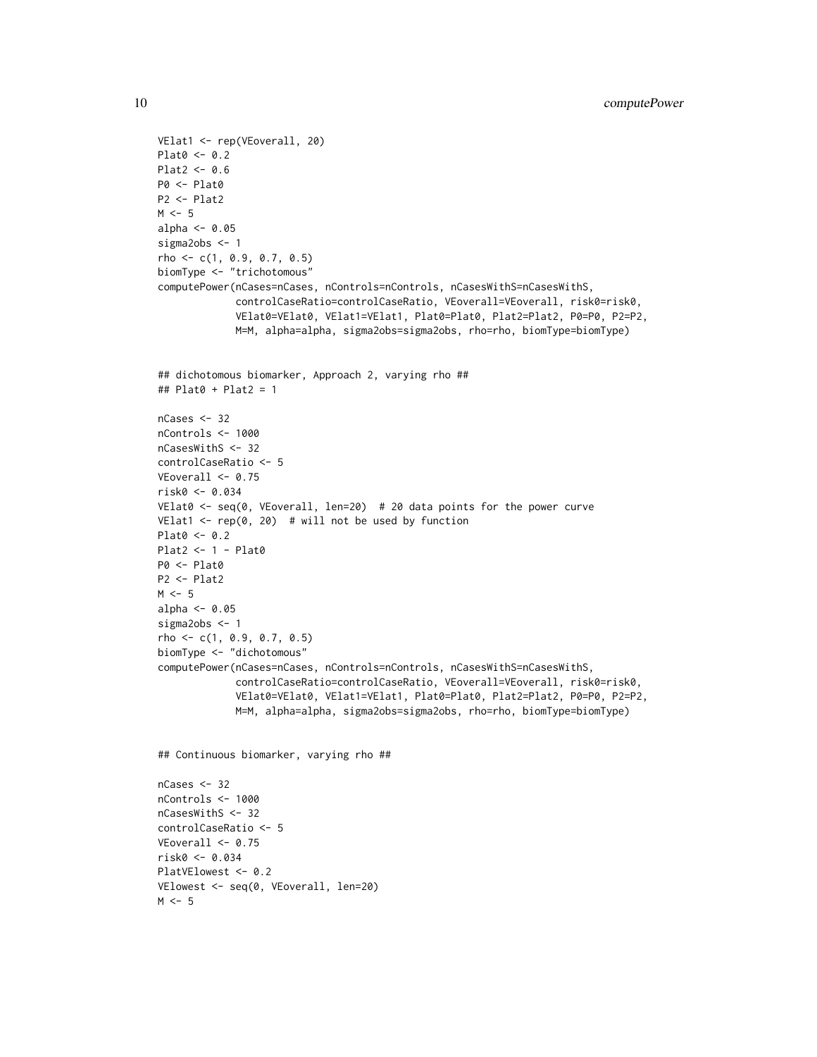```
VElat1 <- rep(VEoverall, 20)
Plat0 <- 0.2
Plat2 <- 0.6
P0 <- Plat0
P2 <- Plat2
M <- 5
alpha <- 0.05
sigma2obs <- 1
rho <- c(1, 0.9, 0.7, 0.5)
biomType <- "trichotomous"
computePower(nCases=nCases, nControls=nControls, nCasesWithS=nCasesWithS,
             controlCaseRatio=controlCaseRatio, VEoverall=VEoverall, risk0=risk0,
             VElat0=VElat0, VElat1=VElat1, Plat0=Plat0, Plat2=Plat2, P0=P0, P2=P2,
             M=M, alpha=alpha, sigma2obs=sigma2obs, rho=rho, biomType=biomType)


## dichotomous biomarker, Approach 2, varying rho ##
## Plat0 + Plat2 = 1

nCases <- 32
nControls <- 1000
nCasesWithS <- 32
controlCaseRatio <- 5
VEoverall <- 0.75
risk0 <- 0.034
VElat0 <- seq(0, VEoverall, len=20)  # 20 data points for the power curve
VElat1 <- rep(0, 20)  # will not be used by function
Plat0 <- 0.2
Plat2 <- 1 - Plat0
P0 <- Plat0
P2 <- Plat2
M <- 5
alpha <- 0.05
sigma2obs <- 1
rho <- c(1, 0.9, 0.7, 0.5)
biomType <- "dichotomous"
computePower(nCases=nCases, nControls=nControls, nCasesWithS=nCasesWithS,
             controlCaseRatio=controlCaseRatio, VEoverall=VEoverall, risk0=risk0,
             VElat0=VElat0, VElat1=VElat1, Plat0=Plat0, Plat2=Plat2, P0=P0, P2=P2,
             M=M, alpha=alpha, sigma2obs=sigma2obs, rho=rho, biomType=biomType)


## Continuous biomarker, varying rho ##

nCases <- 32
nControls <- 1000
nCasesWithS <- 32
controlCaseRatio <- 5
VEoverall <- 0.75
risk0 <- 0.034
PlatVElowest <- 0.2
VElowest <- seq(0, VEoverall, len=20)
M <- 5
```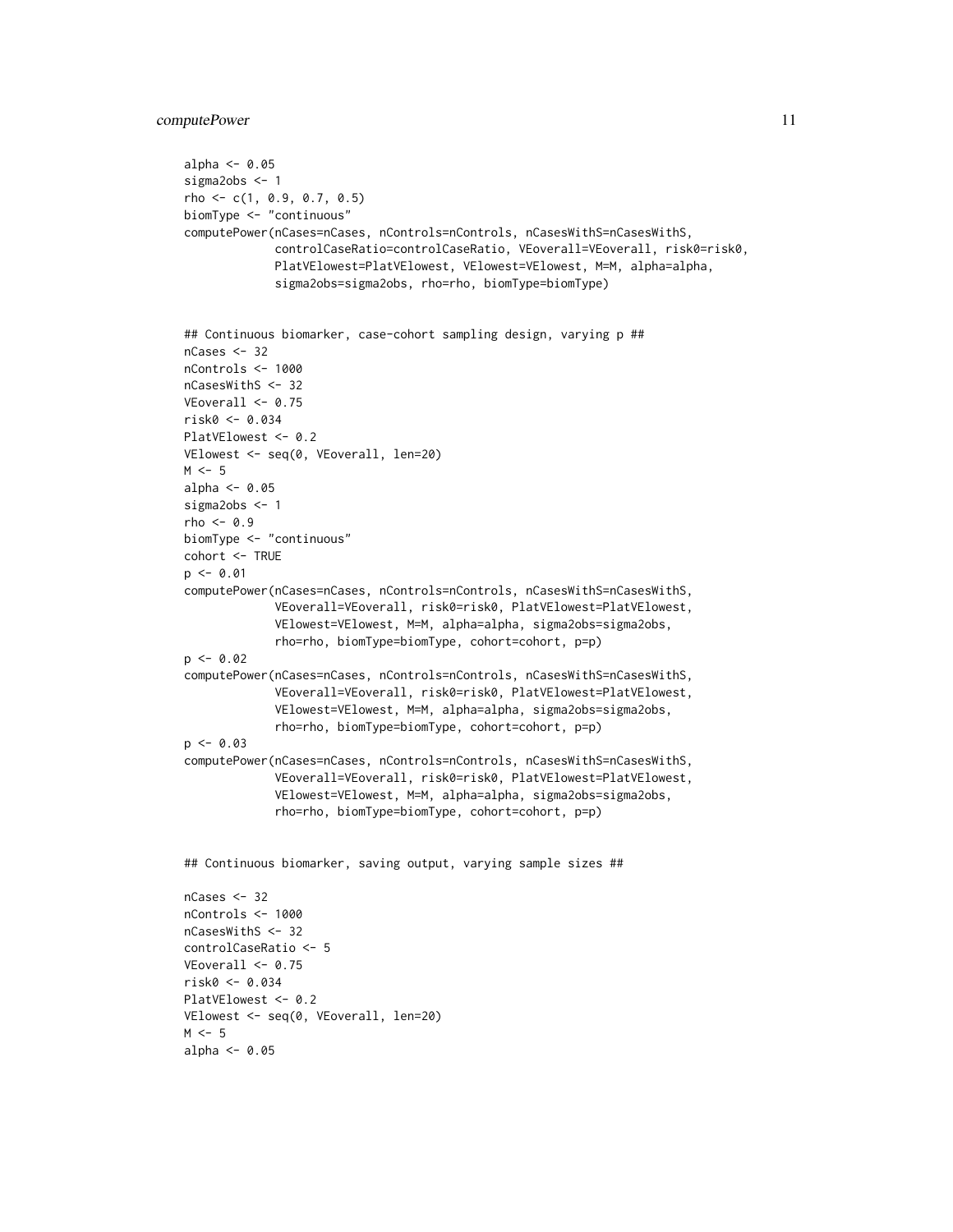```
alpha <- 0.05
sigma2obs <- 1
rho <- c(1, 0.9, 0.7, 0.5)
biomType <- "continuous"
computePower(nCases=nCases, nControls=nControls, nCasesWithS=nCasesWithS,
             controlCaseRatio=controlCaseRatio, VEoverall=VEoverall, risk0=risk0,
             PlatVElowest=PlatVElowest, VElowest=VElowest, M=M, alpha=alpha,
             sigma2obs=sigma2obs, rho=rho, biomType=biomType)


## Continuous biomarker, case-cohort sampling design, varying p ##
nCases <- 32
nControls <- 1000
nCasesWithS <- 32
VEoverall <- 0.75
risk0 <- 0.034
PlatVElowest <- 0.2
VElowest <- seq(0, VEoverall, len=20)
M <- 5
alpha <- 0.05
sigma2obs <- 1
rho <- 0.9
biomType <- "continuous"
cohort <- TRUE
p <- 0.01
computePower(nCases=nCases, nControls=nControls, nCasesWithS=nCasesWithS,
             VEoverall=VEoverall, risk0=risk0, PlatVElowest=PlatVElowest,
             VElowest=VElowest, M=M, alpha=alpha, sigma2obs=sigma2obs,
             rho=rho, biomType=biomType, cohort=cohort, p=p)
p <- 0.02
computePower(nCases=nCases, nControls=nControls, nCasesWithS=nCasesWithS,
             VEoverall=VEoverall, risk0=risk0, PlatVElowest=PlatVElowest,
             VElowest=VElowest, M=M, alpha=alpha, sigma2obs=sigma2obs,
             rho=rho, biomType=biomType, cohort=cohort, p=p)
p <- 0.03
computePower(nCases=nCases, nControls=nControls, nCasesWithS=nCasesWithS,
             VEoverall=VEoverall, risk0=risk0, PlatVElowest=PlatVElowest,
             VElowest=VElowest, M=M, alpha=alpha, sigma2obs=sigma2obs,
             rho=rho, biomType=biomType, cohort=cohort, p=p)


## Continuous biomarker, saving output, varying sample sizes ##

nCases <- 32
nControls <- 1000
nCasesWithS <- 32
controlCaseRatio <- 5
VEoverall <- 0.75
risk0 <- 0.034
PlatVElowest <- 0.2
VElowest <- seq(0, VEoverall, len=20)
M <- 5
alpha <- 0.05
```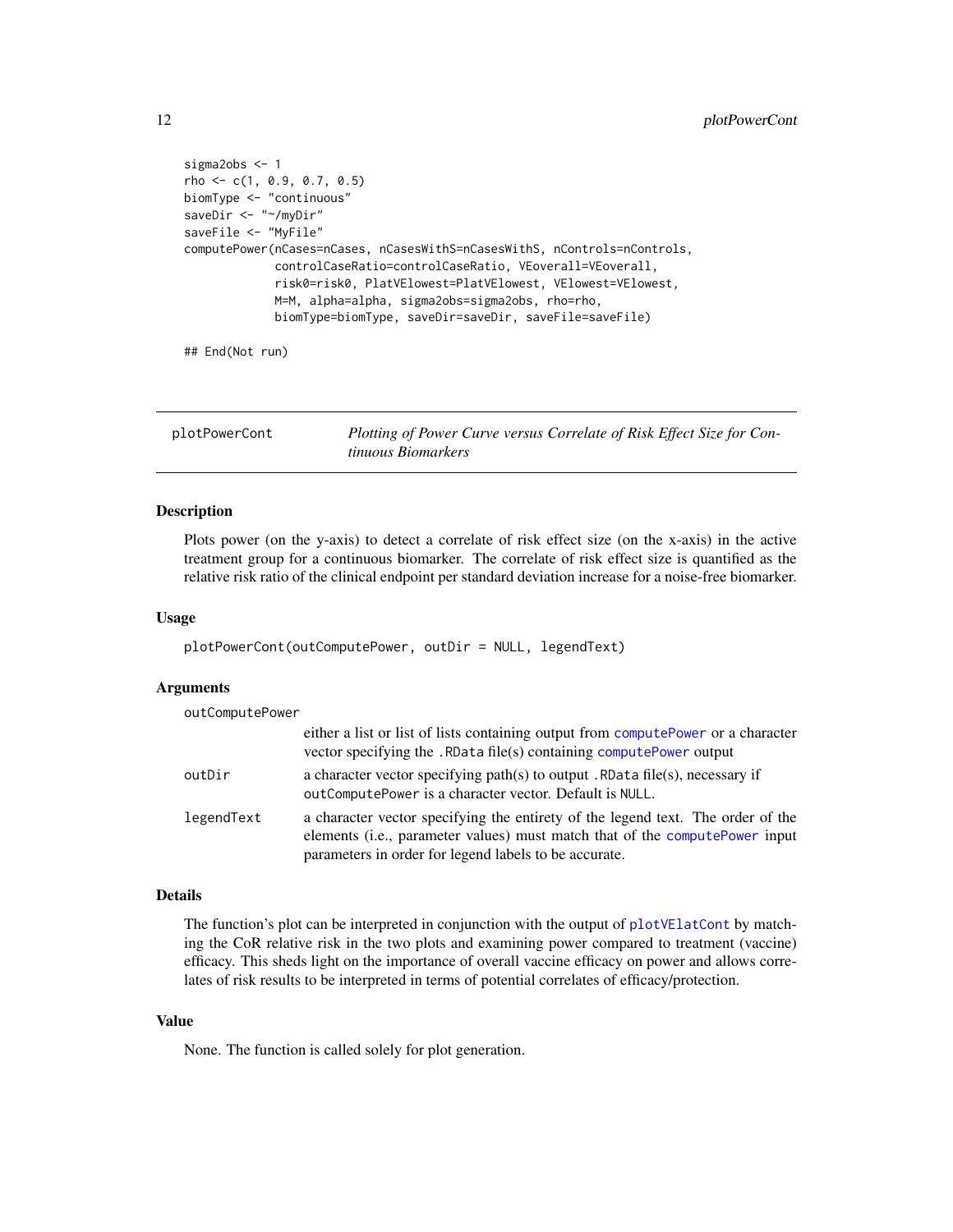```
sigma2obs <- 1
rho <- c(1, 0.9, 0.7, 0.5)
biomType <- "continuous"
saveDir <- "~/myDir"
saveFile <- "MyFile"
computePower(nCases=nCases, nCasesWithS=nCasesWithS, nControls=nControls,
             controlCaseRatio=controlCaseRatio, VEoverall=VEoverall,
             risk0=risk0, PlatVElowest=PlatVElowest, VElowest=VElowest,
             M=M, alpha=alpha, sigma2obs=sigma2obs, rho=rho,
             biomType=biomType, saveDir=saveDir, saveFile=saveFile)

## End(Not run)
```

## plotPowerCont — *Plotting of Power Curve versus Correlate of Risk Effect Size for Continuous Biomarkers*

### Description

Plots power (on the y-axis) to detect a correlate of risk effect size (on the x-axis) in the active treatment group for a continuous biomarker. The correlate of risk effect size is quantified as the relative risk ratio of the clinical endpoint per standard deviation increase for a noise-free biomarker.

### Usage

```
plotPowerCont(outComputePower, outDir = NULL, legendText)
```

### Arguments

- `outComputePower`: either a list or list of lists containing output from `computePower` or a character vector specifying the `.RData` file(s) containing `computePower` output
- `outDir`: a character vector specifying path(s) to output `.RData` file(s), necessary if `outComputePower` is a character vector. Default is `NULL`.
- `legendText`: a character vector specifying the entirety of the legend text. The order of the elements (i.e., parameter values) must match that of the `computePower` input parameters in order for legend labels to be accurate.

### Details

The function's plot can be interpreted in conjunction with the output of `plotVElatCont` by matching the CoR relative risk in the two plots and examining power compared to treatment (vaccine) efficacy. This sheds light on the importance of overall vaccine efficacy on power and allows correlates of risk results to be interpreted in terms of potential correlates of efficacy/protection.

### Value

None. The function is called solely for plot generation.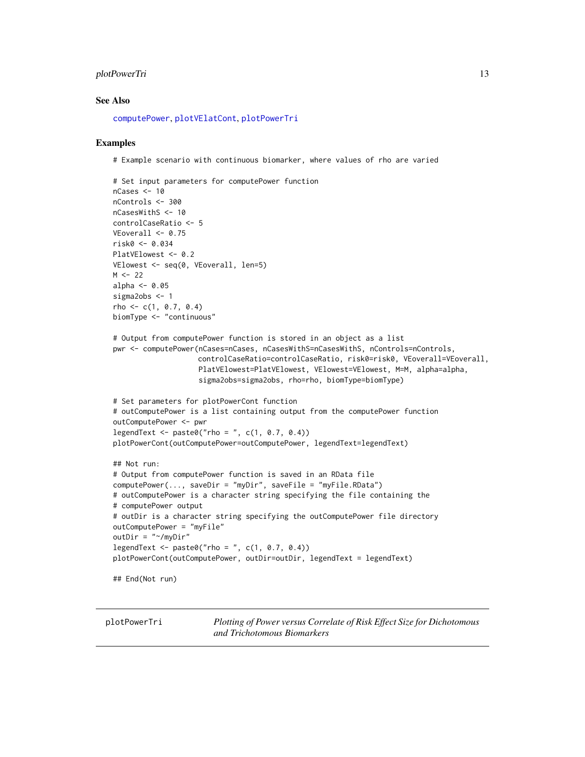### See Also

computePower, plotVElatCont, plotPowerTri

### Examples

```
# Example scenario with continuous biomarker, where values of rho are varied

# Set input parameters for computePower function
nCases <- 10
nControls <- 300
nCasesWithS <- 10
controlCaseRatio <- 5
VEoverall <- 0.75
risk0 <- 0.034
PlatVElowest <- 0.2
VElowest <- seq(0, VEoverall, len=5)
M <- 22
alpha <- 0.05
sigma2obs <- 1
rho <- c(1, 0.7, 0.4)
biomType <- "continuous"

# Output from computePower function is stored in an object as a list
pwr <- computePower(nCases=nCases, nCasesWithS=nCasesWithS, nControls=nControls,
                    controlCaseRatio=controlCaseRatio, risk0=risk0, VEoverall=VEoverall,
                    PlatVElowest=PlatVElowest, VElowest=VElowest, M=M, alpha=alpha,
                    sigma2obs=sigma2obs, rho=rho, biomType=biomType)

# Set parameters for plotPowerCont function
# outComputePower is a list containing output from the computePower function
outComputePower <- pwr
legendText <- paste0("rho = ", c(1, 0.7, 0.4))
plotPowerCont(outComputePower=outComputePower, legendText=legendText)

## Not run:
# Output from computePower function is saved in an RData file
computePower(..., saveDir = "myDir", saveFile = "myFile.RData")
# outComputePower is a character string specifying the file containing the
# computePower output
# outDir is a character string specifying the outComputePower file directory
outComputePower = "myFile"
outDir = "~/myDir"
legendText <- paste0("rho = ", c(1, 0.7, 0.4))
plotPowerCont(outComputePower, outDir=outDir, legendText = legendText)

## End(Not run)
```

---

## plotPowerTri    *Plotting of Power versus Correlate of Risk Effect Size for Dichotomous and Trichotomous Biomarkers*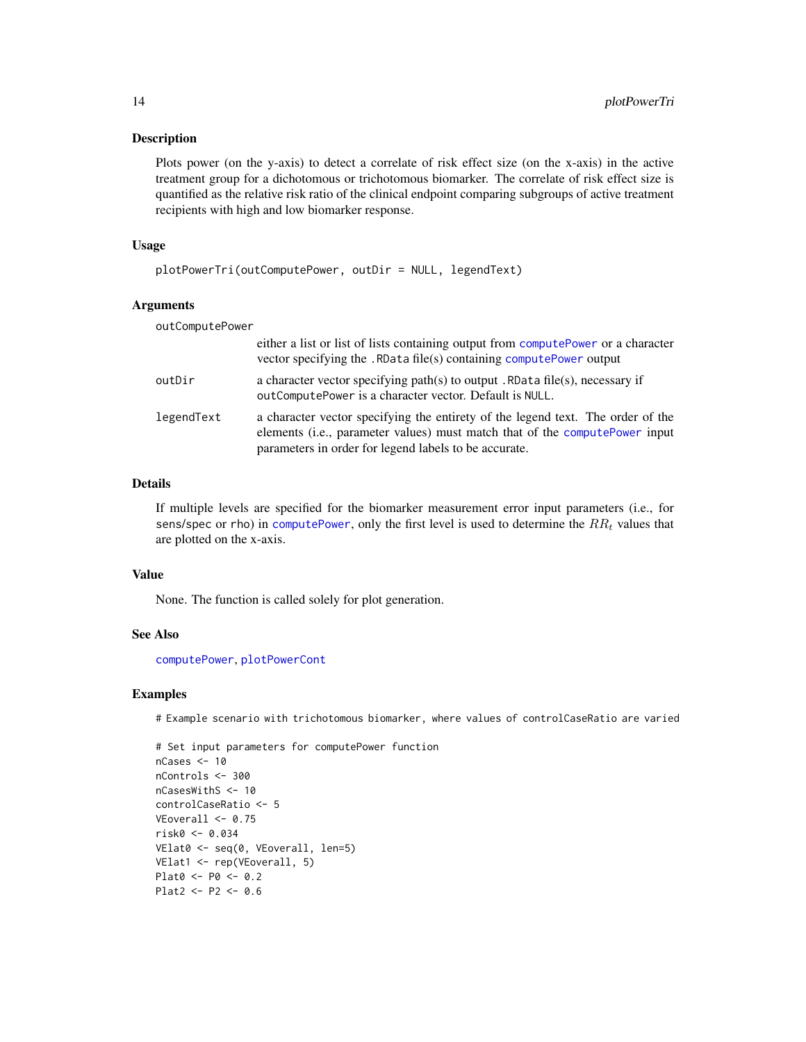## Description

Plots power (on the y-axis) to detect a correlate of risk effect size (on the x-axis) in the active treatment group for a dichotomous or trichotomous biomarker. The correlate of risk effect size is quantified as the relative risk ratio of the clinical endpoint comparing subgroups of active treatment recipients with high and low biomarker response.

## Usage

```
plotPowerTri(outComputePower, outDir = NULL, legendText)
```

## Arguments

`outComputePower`
: either a list or list of lists containing output from `computePower` or a character vector specifying the `.RData` file(s) containing `computePower` output

`outDir`
: a character vector specifying path(s) to output `.RData` file(s), necessary if `outComputePower` is a character vector. Default is `NULL`.

`legendText`
: a character vector specifying the entirety of the legend text. The order of the elements (i.e., parameter values) must match that of the `computePower` input parameters in order for legend labels to be accurate.

## Details

If multiple levels are specified for the biomarker measurement error input parameters (i.e., for `sens/spec` or `rho`) in `computePower`, only the first level is used to determine the $RR_t$ values that are plotted on the x-axis.

## Value

None. The function is called solely for plot generation.

## See Also

`computePower`, `plotPowerCont`

## Examples

```
# Example scenario with trichotomous biomarker, where values of controlCaseRatio are varied

# Set input parameters for computePower function
nCases <- 10
nControls <- 300
nCasesWithS <- 10
controlCaseRatio <- 5
VEoverall <- 0.75
risk0 <- 0.034
VElat0 <- seq(0, VEoverall, len=5)
VElat1 <- rep(VEoverall, 5)
Plat0 <- P0 <- 0.2
Plat2 <- P2 <- 0.6
```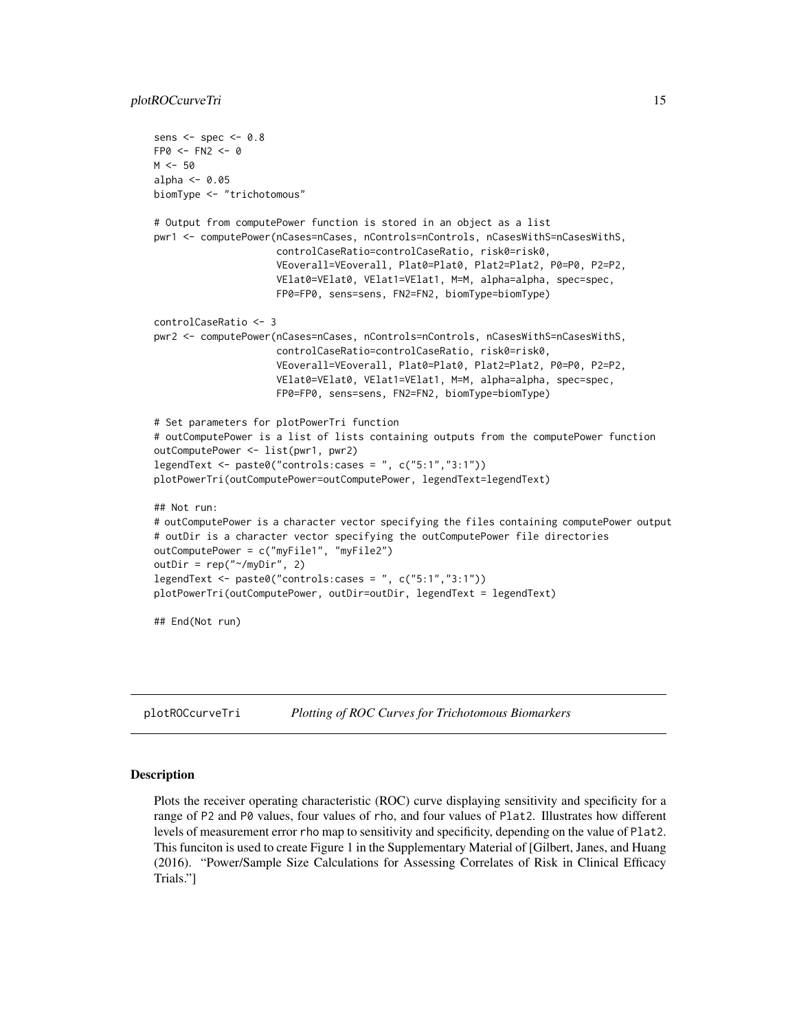```
sens <- spec <- 0.8
FP0 <- FN2 <- 0
M <- 50
alpha <- 0.05
biomType <- "trichotomous"

# Output from computePower function is stored in an object as a list
pwr1 <- computePower(nCases=nCases, nControls=nControls, nCasesWithS=nCasesWithS,
                     controlCaseRatio=controlCaseRatio, risk0=risk0,
                     VEoverall=VEoverall, Plat0=Plat0, Plat2=Plat2, P0=P0, P2=P2,
                     VElat0=VElat0, VElat1=VElat1, M=M, alpha=alpha, spec=spec,
                     FP0=FP0, sens=sens, FN2=FN2, biomType=biomType)

controlCaseRatio <- 3
pwr2 <- computePower(nCases=nCases, nControls=nControls, nCasesWithS=nCasesWithS,
                     controlCaseRatio=controlCaseRatio, risk0=risk0,
                     VEoverall=VEoverall, Plat0=Plat0, Plat2=Plat2, P0=P0, P2=P2,
                     VElat0=VElat0, VElat1=VElat1, M=M, alpha=alpha, spec=spec,
                     FP0=FP0, sens=sens, FN2=FN2, biomType=biomType)

# Set parameters for plotPowerTri function
# outComputePower is a list of lists containing outputs from the computePower function
outComputePower <- list(pwr1, pwr2)
legendText <- paste0("controls:cases = ", c("5:1","3:1"))
plotPowerTri(outComputePower=outComputePower, legendText=legendText)

## Not run:
# outComputePower is a character vector specifying the files containing computePower output
# outDir is a character vector specifying the outComputePower file directories
outComputePower = c("myFile1", "myFile2")
outDir = rep("~/myDir", 2)
legendText <- paste0("controls:cases = ", c("5:1","3:1"))
plotPowerTri(outComputePower, outDir=outDir, legendText = legendText)

## End(Not run)
```

---

## plotROCcurveTri *Plotting of ROC Curves for Trichotomous Biomarkers*

### Description

Plots the receiver operating characteristic (ROC) curve displaying sensitivity and specificity for a range of P2 and P0 values, four values of rho, and four values of Plat2. Illustrates how different levels of measurement error rho map to sensitivity and specificity, depending on the value of Plat2. This funciton is used to create Figure 1 in the Supplementary Material of [Gilbert, Janes, and Huang (2016). "Power/Sample Size Calculations for Assessing Correlates of Risk in Clinical Efficacy Trials."]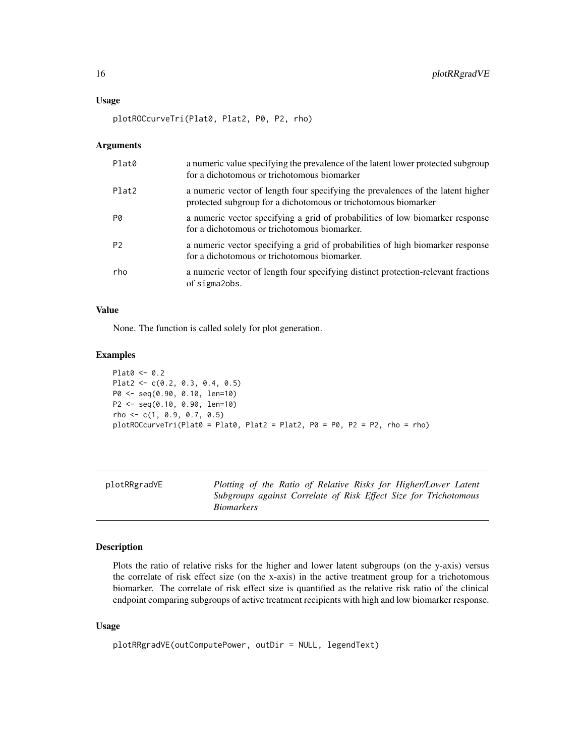### Usage

```
plotROCcurveTri(Plat0, Plat2, P0, P2, rho)
```

### Arguments

| | |
|---|---|
| Plat0 | a numeric value specifying the prevalence of the latent lower protected subgroup for a dichotomous or trichotomous biomarker |
| Plat2 | a numeric vector of length four specifying the prevalences of the latent higher protected subgroup for a dichotomous or trichotomous biomarker |
| P0 | a numeric vector specifying a grid of probabilities of low biomarker response for a dichotomous or trichotomous biomarker. |
| P2 | a numeric vector specifying a grid of probabilities of high biomarker response for a dichotomous or trichotomous biomarker. |
| rho | a numeric vector of length four specifying distinct protection-relevant fractions of sigma2obs. |

### Value

None. The function is called solely for plot generation.

### Examples

```
Plat0 <- 0.2
Plat2 <- c(0.2, 0.3, 0.4, 0.5)
P0 <- seq(0.90, 0.10, len=10)
P2 <- seq(0.10, 0.90, len=10)
rho <- c(1, 0.9, 0.7, 0.5)
plotROCcurveTri(Plat0 = Plat0, Plat2 = Plat2, P0 = P0, P2 = P2, rho = rho)
```

---

## plotRRgradVE

*Plotting of the Ratio of Relative Risks for Higher/Lower Latent Subgroups against Correlate of Risk Effect Size for Trichotomous Biomarkers*

---

### Description

Plots the ratio of relative risks for the higher and lower latent subgroups (on the y-axis) versus the correlate of risk effect size (on the x-axis) in the active treatment group for a trichotomous biomarker. The correlate of risk effect size is quantified as the relative risk ratio of the clinical endpoint comparing subgroups of active treatment recipients with high and low biomarker response.

### Usage

```
plotRRgradVE(outComputePower, outDir = NULL, legendText)
```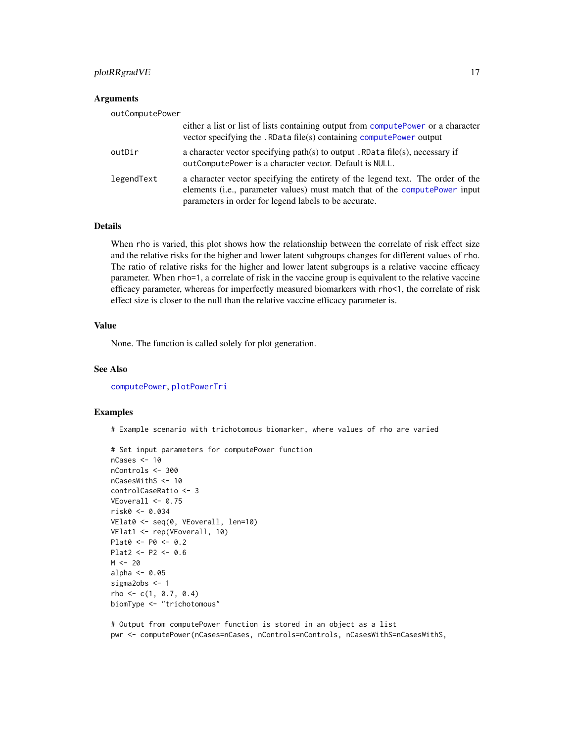### Arguments

`outComputePower`
: either a list or list of lists containing output from `computePower` or a character vector specifying the `.RData` file(s) containing `computePower` output

`outDir`
: a character vector specifying path(s) to output `.RData` file(s), necessary if `outComputePower` is a character vector. Default is `NULL`.

`legendText`
: a character vector specifying the entirety of the legend text. The order of the elements (i.e., parameter values) must match that of the `computePower` input parameters in order for legend labels to be accurate.

### Details

When `rho` is varied, this plot shows how the relationship between the correlate of risk effect size and the relative risks for the higher and lower latent subgroups changes for different values of `rho`. The ratio of relative risks for the higher and lower latent subgroups is a relative vaccine efficacy parameter. When `rho=1`, a correlate of risk in the vaccine group is equivalent to the relative vaccine efficacy parameter, whereas for imperfectly measured biomarkers with `rho<1`, the correlate of risk effect size is closer to the null than the relative vaccine efficacy parameter is.

### Value

None. The function is called solely for plot generation.

### See Also

`computePower`, `plotPowerTri`

### Examples

```
# Example scenario with trichotomous biomarker, where values of rho are varied

# Set input parameters for computePower function
nCases <- 10
nControls <- 300
nCasesWithS <- 10
controlCaseRatio <- 3
VEoverall <- 0.75
risk0 <- 0.034
VElat0 <- seq(0, VEoverall, len=10)
VElat1 <- rep(VEoverall, 10)
Plat0 <- P0 <- 0.2
Plat2 <- P2 <- 0.6
M <- 20
alpha <- 0.05
sigma2obs <- 1
rho <- c(1, 0.7, 0.4)
biomType <- "trichotomous"

# Output from computePower function is stored in an object as a list
pwr <- computePower(nCases=nCases, nControls=nControls, nCasesWithS=nCasesWithS,
```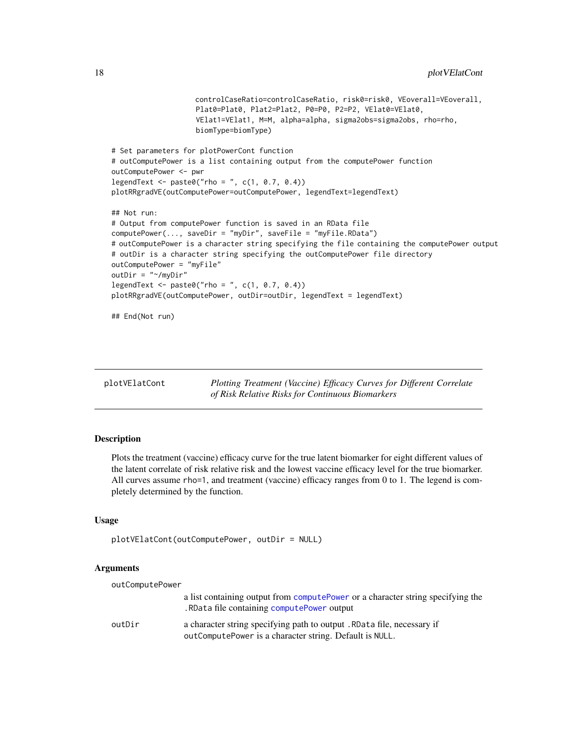```
                    controlCaseRatio=controlCaseRatio, risk0=risk0, VEoverall=VEoverall,
                    Plat0=Plat0, Plat2=Plat2, P0=P0, P2=P2, VElat0=VElat0,
                    VElat1=VElat1, M=M, alpha=alpha, sigma2obs=sigma2obs, rho=rho,
                    biomType=biomType)

# Set parameters for plotPowerCont function
# outComputePower is a list containing output from the computePower function
outComputePower <- pwr
legendText <- paste0("rho = ", c(1, 0.7, 0.4))
plotRRgradVE(outComputePower=outComputePower, legendText=legendText)

## Not run:
# Output from computePower function is saved in an RData file
computePower(..., saveDir = "myDir", saveFile = "myFile.RData")
# outComputePower is a character string specifying the file containing the computePower output
# outDir is a character string specifying the outComputePower file directory
outComputePower = "myFile"
outDir = "~/myDir"
legendText <- paste0("rho = ", c(1, 0.7, 0.4))
plotRRgradVE(outComputePower, outDir=outDir, legendText = legendText)

## End(Not run)
```

## plotVElatCont — *Plotting Treatment (Vaccine) Efficacy Curves for Different Correlate of Risk Relative Risks for Continuous Biomarkers*

### Description

Plots the treatment (vaccine) efficacy curve for the true latent biomarker for eight different values of the latent correlate of risk relative risk and the lowest vaccine efficacy level for the true biomarker. All curves assume `rho=1`, and treatment (vaccine) efficacy ranges from 0 to 1. The legend is completely determined by the function.

### Usage

```
plotVElatCont(outComputePower, outDir = NULL)
```

### Arguments

| | |
|---|---|
| `outComputePower` | a list containing output from `computePower` or a character string specifying the `.RData` file containing `computePower` output |
| `outDir` | a character string specifying path to output `.RData` file, necessary if `outComputePower` is a character string. Default is `NULL`. |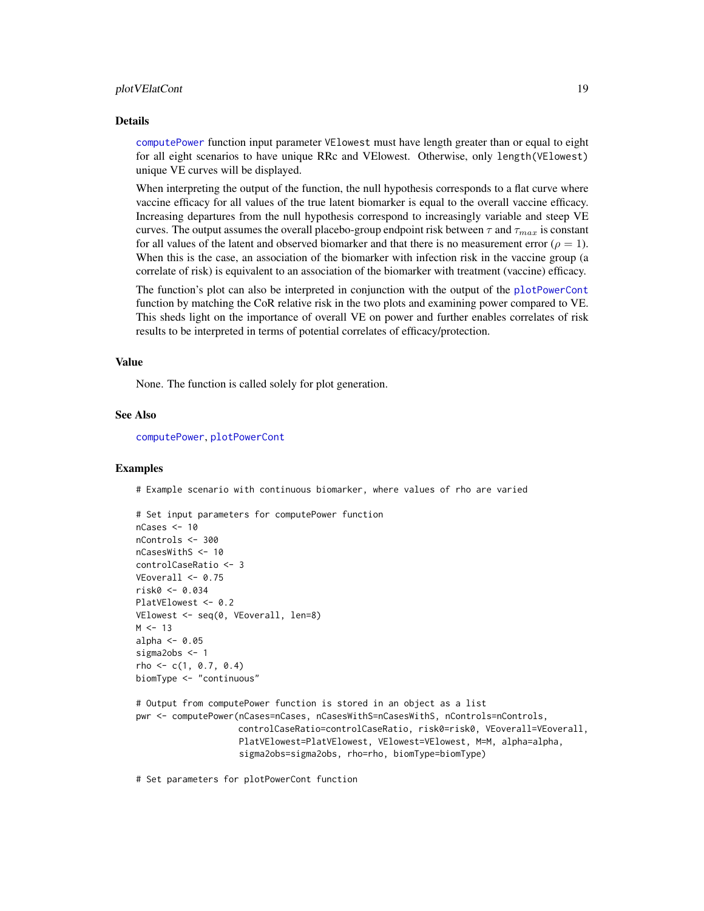## Details

computePower function input parameter VElowest must have length greater than or equal to eight for all eight scenarios to have unique RRc and VElowest. Otherwise, only length(VElowest) unique VE curves will be displayed.

When interpreting the output of the function, the null hypothesis corresponds to a flat curve where vaccine efficacy for all values of the true latent biomarker is equal to the overall vaccine efficacy. Increasing departures from the null hypothesis correspond to increasingly variable and steep VE curves. The output assumes the overall placebo-group endpoint risk between $\tau$ and $\tau_{max}$ is constant for all values of the latent and observed biomarker and that there is no measurement error ($\rho = 1$). When this is the case, an association of the biomarker with infection risk in the vaccine group (a correlate of risk) is equivalent to an association of the biomarker with treatment (vaccine) efficacy.

The function's plot can also be interpreted in conjunction with the output of the plotPowerCont function by matching the CoR relative risk in the two plots and examining power compared to VE. This sheds light on the importance of overall VE on power and further enables correlates of risk results to be interpreted in terms of potential correlates of efficacy/protection.

## Value

None. The function is called solely for plot generation.

## See Also

computePower, plotPowerCont

## Examples

```
# Example scenario with continuous biomarker, where values of rho are varied

# Set input parameters for computePower function
nCases <- 10
nControls <- 300
nCasesWithS <- 10
controlCaseRatio <- 3
VEoverall <- 0.75
risk0 <- 0.034
PlatVElowest <- 0.2
VElowest <- seq(0, VEoverall, len=8)
M <- 13
alpha <- 0.05
sigma2obs <- 1
rho <- c(1, 0.7, 0.4)
biomType <- "continuous"

# Output from computePower function is stored in an object as a list
pwr <- computePower(nCases=nCases, nCasesWithS=nCasesWithS, nControls=nControls,
                    controlCaseRatio=controlCaseRatio, risk0=risk0, VEoverall=VEoverall,
                    PlatVElowest=PlatVElowest, VElowest=VElowest, M=M, alpha=alpha,
                    sigma2obs=sigma2obs, rho=rho, biomType=biomType)

# Set parameters for plotPowerCont function
```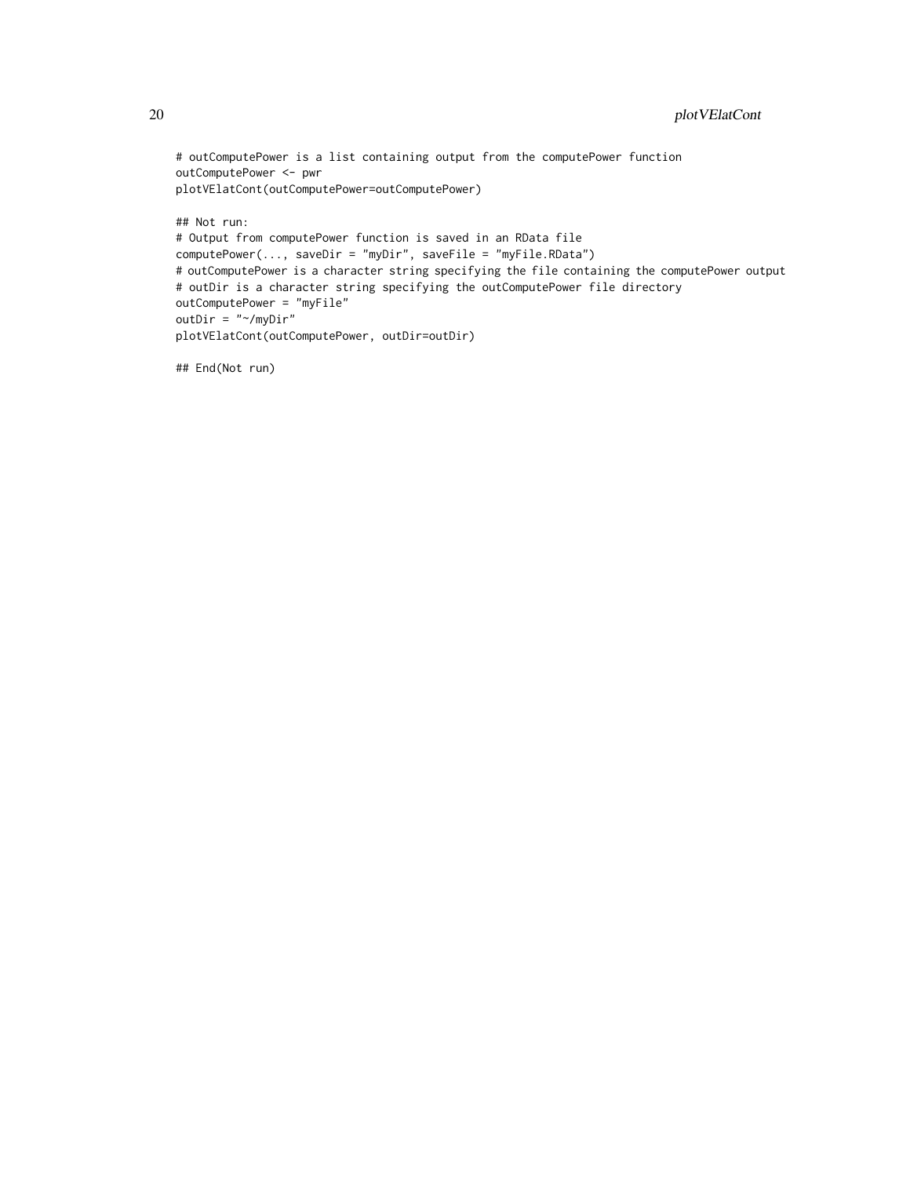```
# outComputePower is a list containing output from the computePower function
outComputePower <- pwr
plotVElatCont(outComputePower=outComputePower)

## Not run:
# Output from computePower function is saved in an RData file
computePower(..., saveDir = "myDir", saveFile = "myFile.RData")
# outComputePower is a character string specifying the file containing the computePower output
# outDir is a character string specifying the outComputePower file directory
outComputePower = "myFile"
outDir = "~/myDir"
plotVElatCont(outComputePower, outDir=outDir)

## End(Not run)
```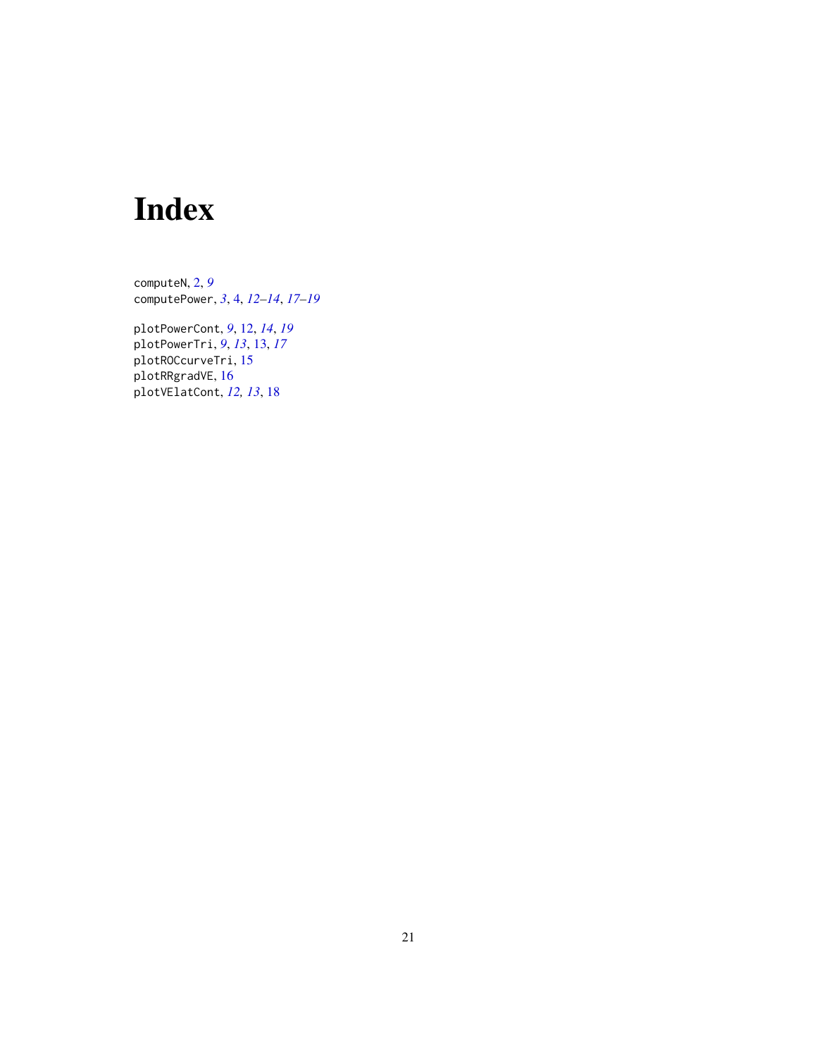# Index

computeN, 2, *9*
computePower, *3*, 4, *12–14*, *17–19*

plotPowerCont, *9*, 12, *14*, *19*
plotPowerTri, *9*, *13*, 13, *17*
plotROCcurveTri, 15
plotRRgradVE, 16
plotVElatCont, *12, 13*, 18